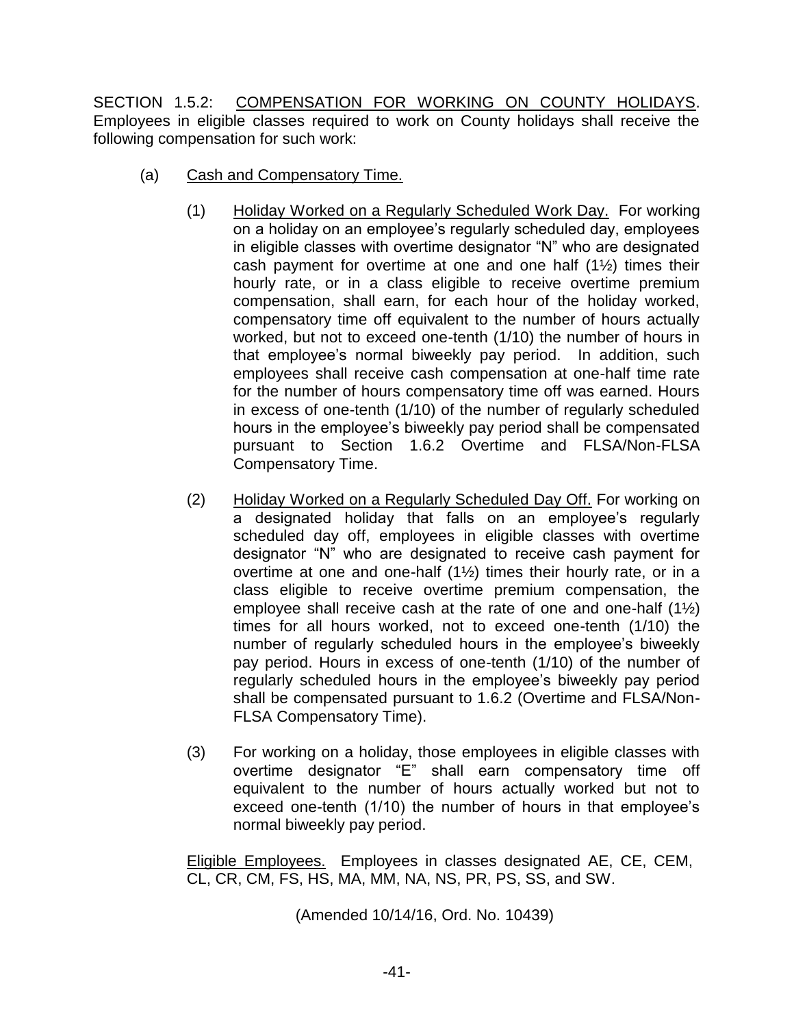SECTION 1.5.2: COMPENSATION FOR WORKING ON COUNTY HOLIDAYS. Employees in eligible classes required to work on County holidays shall receive the following compensation for such work:

(a) Cash and Compensatory Time.

(1) Holiday Worked on a Regularly Scheduled Work Day. For working on a holiday on an employee's regularly scheduled day, employees in eligible classes with overtime designator "N" who are designated cash payment for overtime at one and one half (1½) times their hourly rate, or in a class eligible to receive overtime premium compensation, shall earn, for each hour of the holiday worked, compensatory time off equivalent to the number of hours actually worked, but not to exceed one-tenth (1/10) the number of hours in that employee's normal biweekly pay period. In addition, such employees shall receive cash compensation at one-half time rate for the number of hours compensatory time off was earned. Hours in excess of one-tenth (1/10) of the number of regularly scheduled hours in the employee's biweekly pay period shall be compensated pursuant to Section 1.6.2 Overtime and FLSA/Non-FLSA Compensatory Time.

(2) Holiday Worked on a Regularly Scheduled Day Off. For working on a designated holiday that falls on an employee's regularly scheduled day off, employees in eligible classes with overtime designator "N" who are designated to receive cash payment for overtime at one and one-half (1½) times their hourly rate, or in a class eligible to receive overtime premium compensation, the employee shall receive cash at the rate of one and one-half (1½) times for all hours worked, not to exceed one-tenth (1/10) the number of regularly scheduled hours in the employee's biweekly pay period. Hours in excess of one-tenth (1/10) of the number of regularly scheduled hours in the employee's biweekly pay period shall be compensated pursuant to 1.6.2 (Overtime and FLSA/Non-FLSA Compensatory Time).

(3) For working on a holiday, those employees in eligible classes with overtime designator "E" shall earn compensatory time off equivalent to the number of hours actually worked but not to exceed one-tenth (1/10) the number of hours in that employee's normal biweekly pay period.

Eligible Employees. Employees in classes designated AE, CE, CEM, CL, CR, CM, FS, HS, MA, MM, NA, NS, PR, PS, SS, and SW.

(Amended 10/14/16, Ord. No. 10439)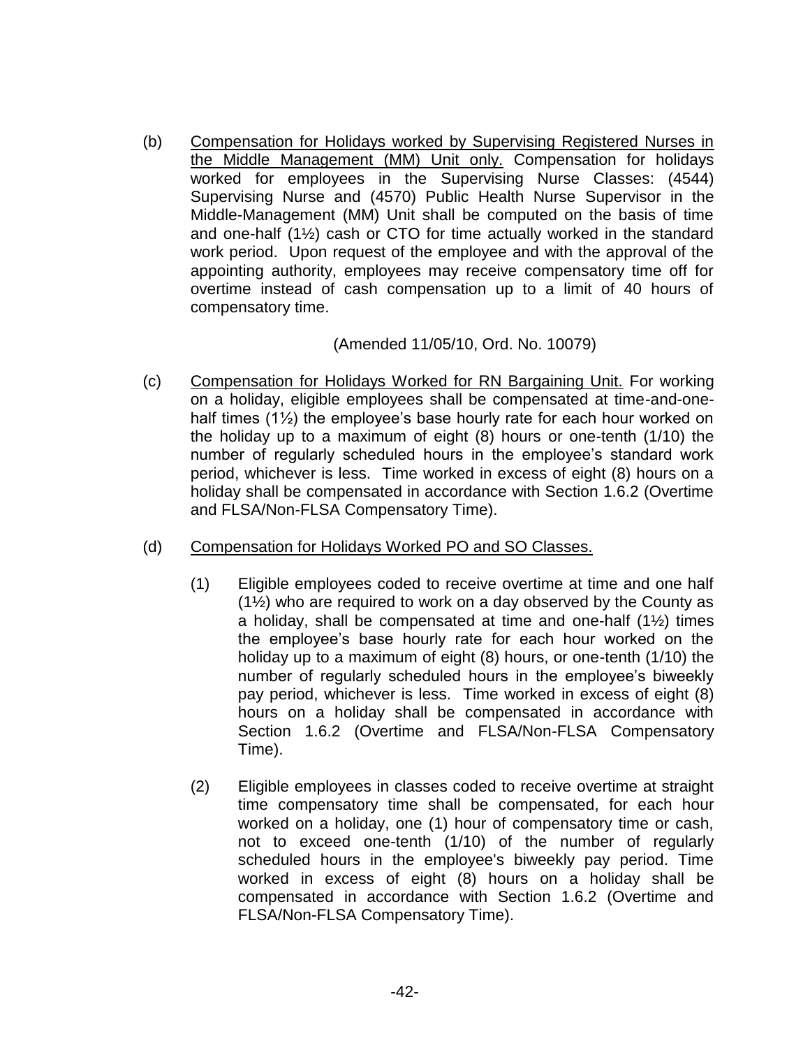(b) Compensation for Holidays worked by Supervising Registered Nurses in the Middle Management (MM) Unit only. Compensation for holidays worked for employees in the Supervising Nurse Classes: (4544) Supervising Nurse and (4570) Public Health Nurse Supervisor in the Middle-Management (MM) Unit shall be computed on the basis of time and one-half (1½) cash or CTO for time actually worked in the standard work period. Upon request of the employee and with the approval of the appointing authority, employees may receive compensatory time off for overtime instead of cash compensation up to a limit of 40 hours of compensatory time.

(Amended 11/05/10, Ord. No. 10079)

(c) Compensation for Holidays Worked for RN Bargaining Unit. For working on a holiday, eligible employees shall be compensated at time-and-one-half times (1½) the employee's base hourly rate for each hour worked on the holiday up to a maximum of eight (8) hours or one-tenth (1/10) the number of regularly scheduled hours in the employee's standard work period, whichever is less. Time worked in excess of eight (8) hours on a holiday shall be compensated in accordance with Section 1.6.2 (Overtime and FLSA/Non-FLSA Compensatory Time).

(d) Compensation for Holidays Worked PO and SO Classes.

(1) Eligible employees coded to receive overtime at time and one half (1½) who are required to work on a day observed by the County as a holiday, shall be compensated at time and one-half (1½) times the employee's base hourly rate for each hour worked on the holiday up to a maximum of eight (8) hours, or one-tenth (1/10) the number of regularly scheduled hours in the employee's biweekly pay period, whichever is less. Time worked in excess of eight (8) hours on a holiday shall be compensated in accordance with Section 1.6.2 (Overtime and FLSA/Non-FLSA Compensatory Time).

(2) Eligible employees in classes coded to receive overtime at straight time compensatory time shall be compensated, for each hour worked on a holiday, one (1) hour of compensatory time or cash, not to exceed one-tenth (1/10) of the number of regularly scheduled hours in the employee's biweekly pay period. Time worked in excess of eight (8) hours on a holiday shall be compensated in accordance with Section 1.6.2 (Overtime and FLSA/Non-FLSA Compensatory Time).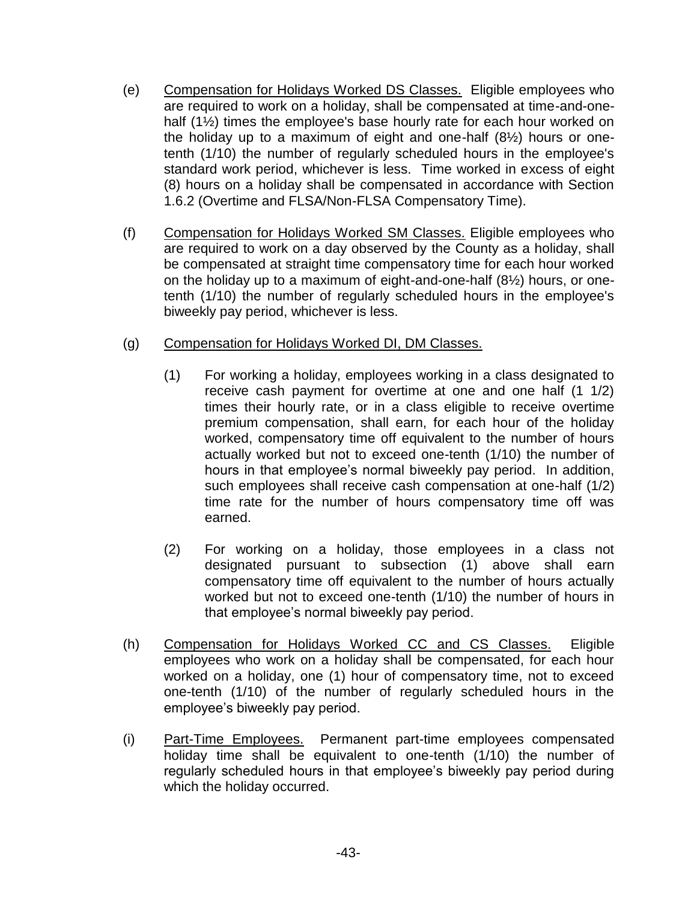(e) Compensation for Holidays Worked DS Classes. Eligible employees who are required to work on a holiday, shall be compensated at time-and-one-half (1½) times the employee's base hourly rate for each hour worked on the holiday up to a maximum of eight and one-half (8½) hours or one-tenth (1/10) the number of regularly scheduled hours in the employee's standard work period, whichever is less. Time worked in excess of eight (8) hours on a holiday shall be compensated in accordance with Section 1.6.2 (Overtime and FLSA/Non-FLSA Compensatory Time).

(f) Compensation for Holidays Worked SM Classes. Eligible employees who are required to work on a day observed by the County as a holiday, shall be compensated at straight time compensatory time for each hour worked on the holiday up to a maximum of eight-and-one-half (8½) hours, or one-tenth (1/10) the number of regularly scheduled hours in the employee's biweekly pay period, whichever is less.

(g) Compensation for Holidays Worked DI, DM Classes.

(1) For working a holiday, employees working in a class designated to receive cash payment for overtime at one and one half (1 1/2) times their hourly rate, or in a class eligible to receive overtime premium compensation, shall earn, for each hour of the holiday worked, compensatory time off equivalent to the number of hours actually worked but not to exceed one-tenth (1/10) the number of hours in that employee's normal biweekly pay period. In addition, such employees shall receive cash compensation at one-half (1/2) time rate for the number of hours compensatory time off was earned.

(2) For working on a holiday, those employees in a class not designated pursuant to subsection (1) above shall earn compensatory time off equivalent to the number of hours actually worked but not to exceed one-tenth (1/10) the number of hours in that employee's normal biweekly pay period.

(h) Compensation for Holidays Worked CC and CS Classes. Eligible employees who work on a holiday shall be compensated, for each hour worked on a holiday, one (1) hour of compensatory time, not to exceed one-tenth (1/10) of the number of regularly scheduled hours in the employee's biweekly pay period.

(i) Part-Time Employees. Permanent part-time employees compensated holiday time shall be equivalent to one-tenth (1/10) the number of regularly scheduled hours in that employee's biweekly pay period during which the holiday occurred.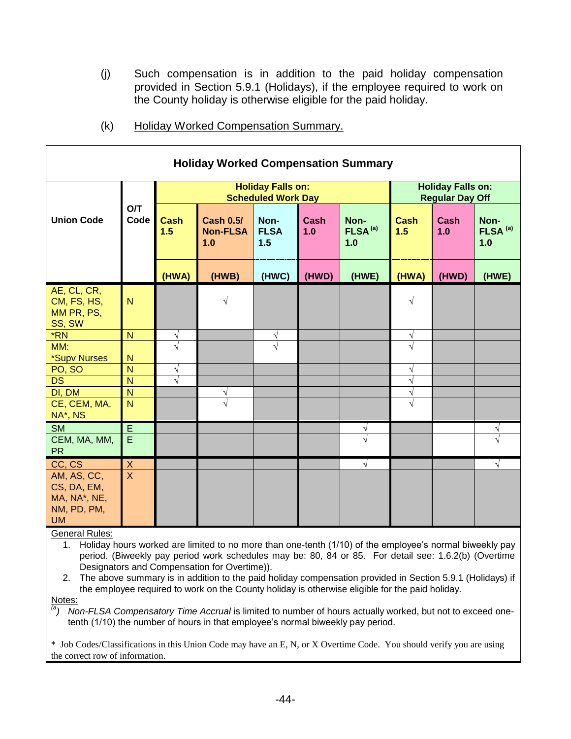(j) Such compensation is in addition to the paid holiday compensation provided in Section 5.9.1 (Holidays), if the employee required to work on the County holiday is otherwise eligible for the paid holiday.

(k) Holiday Worked Compensation Summary.

**Holiday Worked Compensation Summary**

| Union Code | O/T Code | Holiday Falls on: Scheduled Work Day | | | | | Holiday Falls on: Regular Day Off | | |
|---|---|---|---|---|---|---|---|---|---|
| | | Cash 1.5 (HWA) | Cash 0.5/ Non-FLSA 1.0 (HWB) | Non-FLSA 1.5 (HWC) | Cash 1.0 (HWD) | Non-FLSA [(a)] 1.0 (HWE) | Cash 1.5 (HWA) | Cash 1.0 (HWD) | Non-FLSA [(a)] 1.0 (HWE) |
| AE, CL, CR, CM, FS, HS, MM PR, PS, SS, SW | N | | √ | | | | √ | | |
| *RN | N | √ | | √ | | | √ | | |
| MM: *Supv Nurses | N | √ | | √ | | | √ | | |
| PO, SO | N | √ | | | | | √ | | |
| DS | N | √ | | | | | √ | | |
| DI, DM | N | | √ | | | | √ | | |
| CE, CEM, MA, NA*, NS | N | | √ | | | | √ | | |
| SM | E | | | | | √ | | | √ |
| CEM, MA, MM, PR | E | | | | | √ | | | √ |
| CC, CS | X | | | | | √ | | | √ |
| AM, AS, CC, CS, DA, EM, MA, NA*, NE, NM, PD, PM, UM | X | | | | | | | | |

General Rules:

1. Holiday hours worked are limited to no more than one-tenth (1/10) of the employee's normal biweekly pay period. (Biweekly pay period work schedules may be: 80, 84 or 85. For detail see: 1.6.2(b) (Overtime Designators and Compensation for Overtime)).
2. The above summary is in addition to the paid holiday compensation provided in Section 5.9.1 (Holidays) if the employee required to work on the County holiday is otherwise eligible for the paid holiday.

Notes:

[(a)] *Non-FLSA Compensatory Time Accrual* is limited to number of hours actually worked, but not to exceed one-tenth (1/10) the number of hours in that employee's normal biweekly pay period.

\* Job Codes/Classifications in this Union Code may have an E, N, or X Overtime Code. You should verify you are using the correct row of information.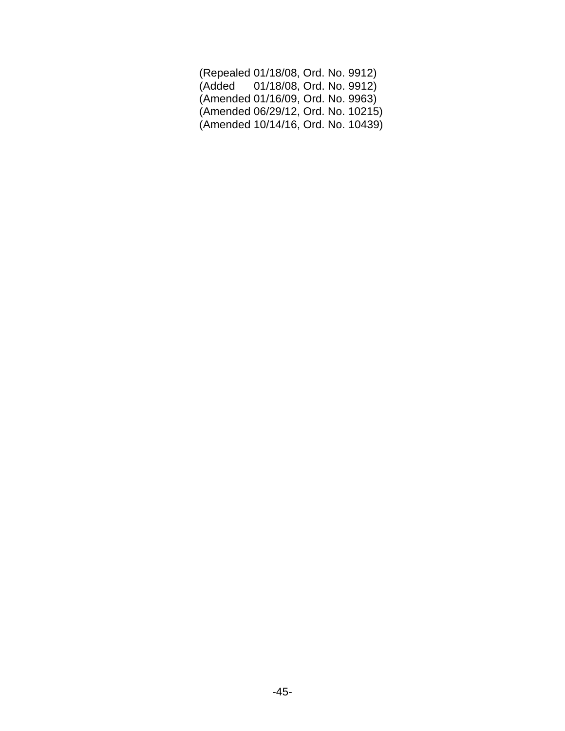(Repealed 01/18/08, Ord. No. 9912)
(Added 01/18/08, Ord. No. 9912)
(Amended 01/16/09, Ord. No. 9963)
(Amended 06/29/12, Ord. No. 10215)
(Amended 10/14/16, Ord. No. 10439)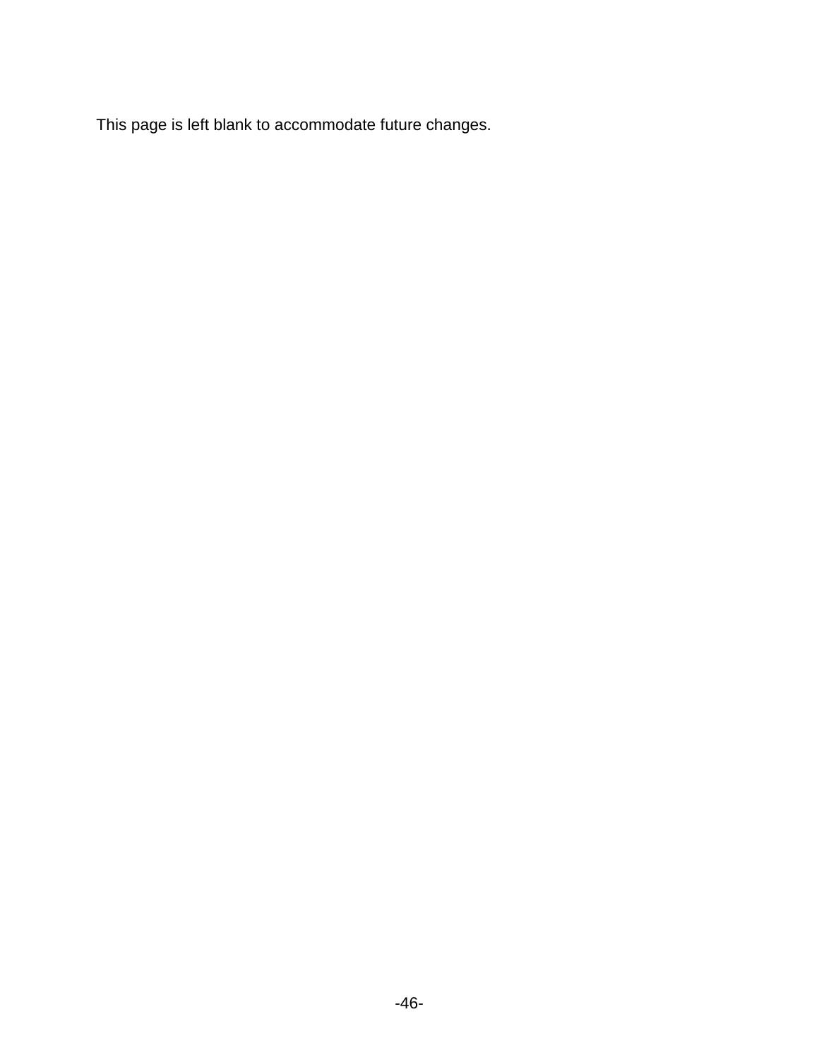This page is left blank to accommodate future changes.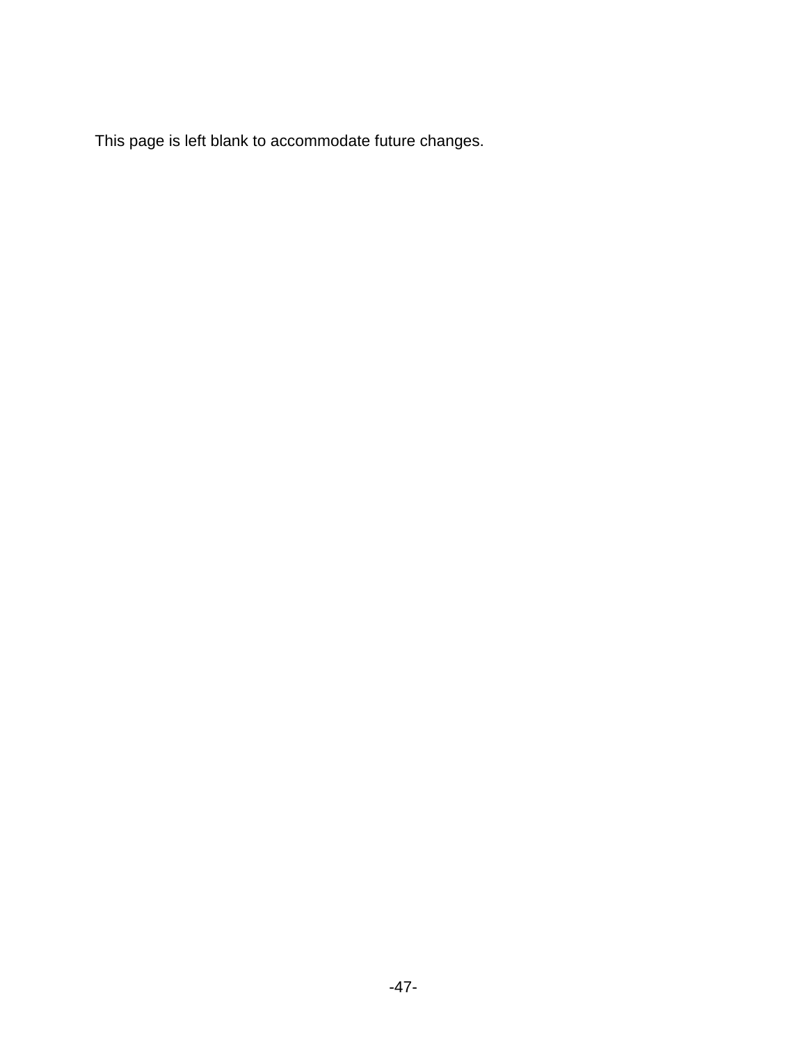This page is left blank to accommodate future changes.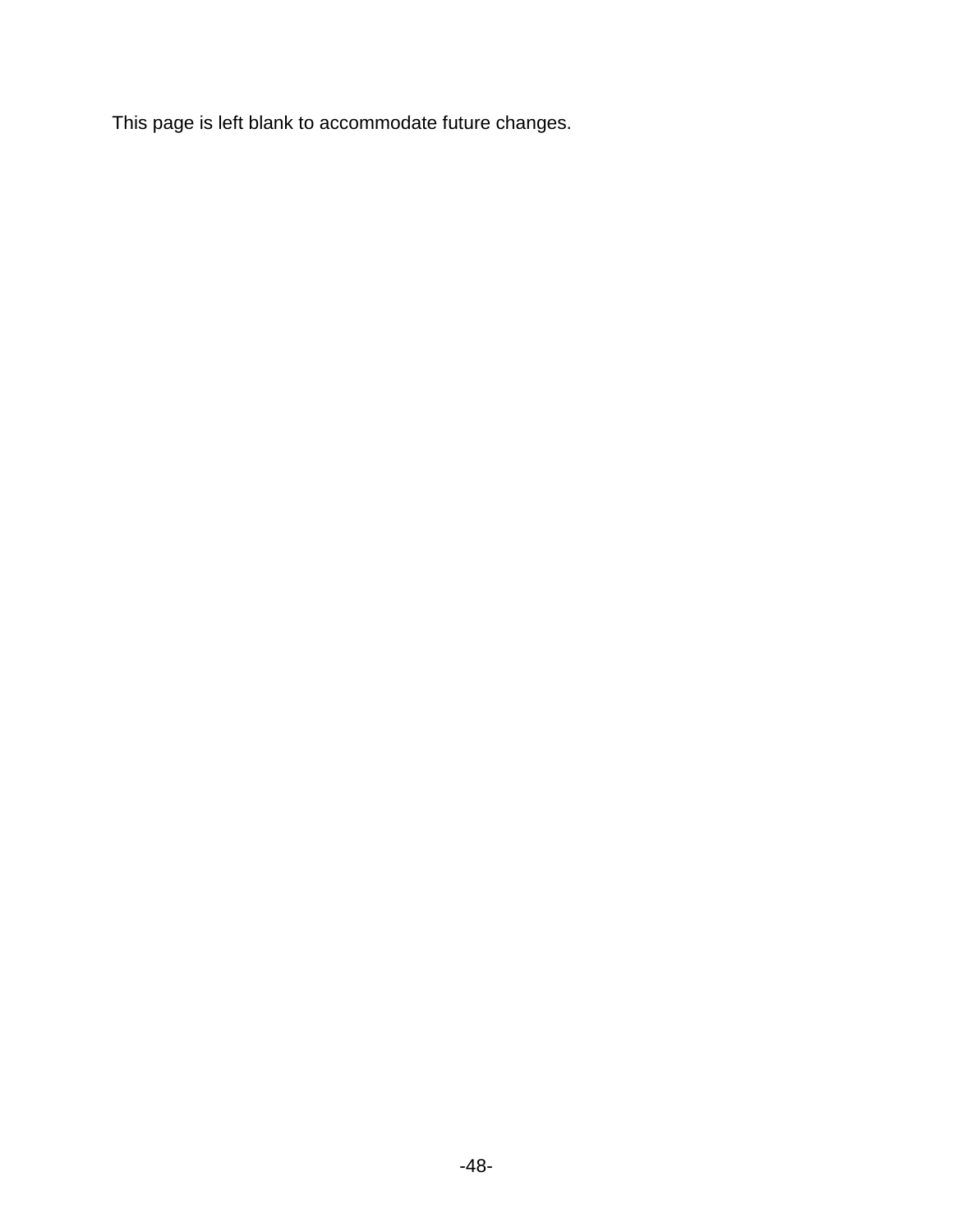This page is left blank to accommodate future changes.